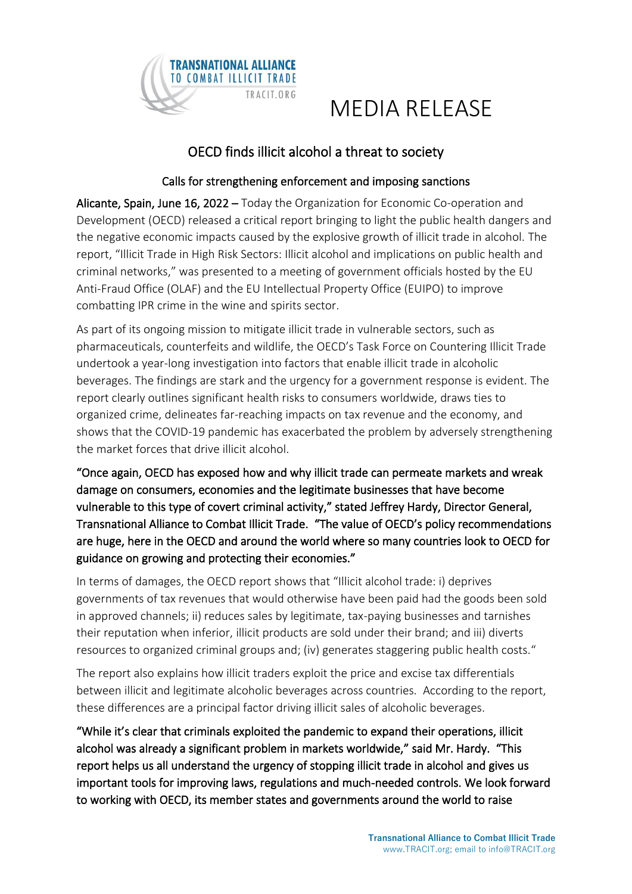TRANSNATIONAL ALLIANCE TO COMBAT ILLICIT TRADE
TRACIT.ORG

# MEDIA RELEASE

## OECD finds illicit alcohol a threat to society

### Calls for strengthening enforcement and imposing sanctions

**Alicante, Spain, June 16, 2022 –** Today the Organization for Economic Co-operation and Development (OECD) released a critical report bringing to light the public health dangers and the negative economic impacts caused by the explosive growth of illicit trade in alcohol. The report, "Illicit Trade in High Risk Sectors: Illicit alcohol and implications on public health and criminal networks," was presented to a meeting of government officials hosted by the EU Anti-Fraud Office (OLAF) and the EU Intellectual Property Office (EUIPO) to improve combatting IPR crime in the wine and spirits sector.

As part of its ongoing mission to mitigate illicit trade in vulnerable sectors, such as pharmaceuticals, counterfeits and wildlife, the OECD's Task Force on Countering Illicit Trade undertook a year-long investigation into factors that enable illicit trade in alcoholic beverages. The findings are stark and the urgency for a government response is evident. The report clearly outlines significant health risks to consumers worldwide, draws ties to organized crime, delineates far-reaching impacts on tax revenue and the economy, and shows that the COVID-19 pandemic has exacerbated the problem by adversely strengthening the market forces that drive illicit alcohol.

**"Once again, OECD has exposed how and why illicit trade can permeate markets and wreak damage on consumers, economies and the legitimate businesses that have become vulnerable to this type of covert criminal activity," stated Jeffrey Hardy, Director General, Transnational Alliance to Combat Illicit Trade. "The value of OECD's policy recommendations are huge, here in the OECD and around the world where so many countries look to OECD for guidance on growing and protecting their economies."**

In terms of damages, the OECD report shows that "Illicit alcohol trade: i) deprives governments of tax revenues that would otherwise have been paid had the goods been sold in approved channels; ii) reduces sales by legitimate, tax-paying businesses and tarnishes their reputation when inferior, illicit products are sold under their brand; and iii) diverts resources to organized criminal groups and; (iv) generates staggering public health costs."

The report also explains how illicit traders exploit the price and excise tax differentials between illicit and legitimate alcoholic beverages across countries. According to the report, these differences are a principal factor driving illicit sales of alcoholic beverages.

**"While it's clear that criminals exploited the pandemic to expand their operations, illicit alcohol was already a significant problem in markets worldwide," said Mr. Hardy. "This report helps us all understand the urgency of stopping illicit trade in alcohol and gives us important tools for improving laws, regulations and much-needed controls. We look forward to working with OECD, its member states and governments around the world to raise**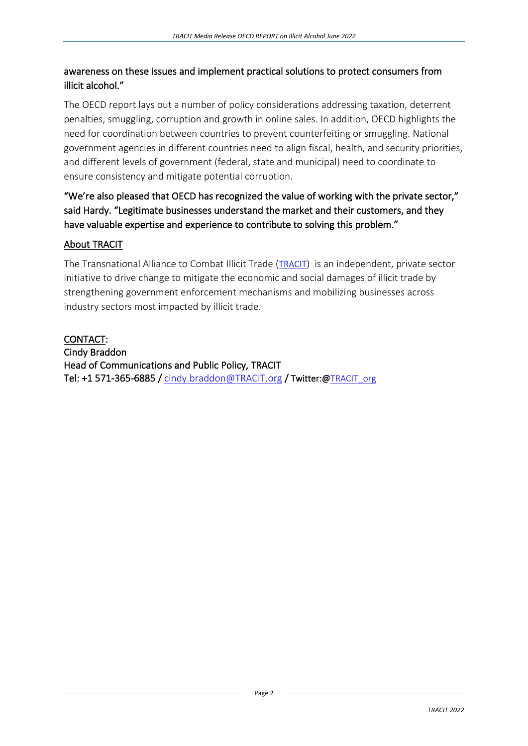awareness on these issues and implement practical solutions to protect consumers from illicit alcohol."

The OECD report lays out a number of policy considerations addressing taxation, deterrent penalties, smuggling, corruption and growth in online sales. In addition, OECD highlights the need for coordination between countries to prevent counterfeiting or smuggling. National government agencies in different countries need to align fiscal, health, and security priorities, and different levels of government (federal, state and municipal) need to coordinate to ensure consistency and mitigate potential corruption.

"We're also pleased that OECD has recognized the value of working with the private sector," said Hardy. "Legitimate businesses understand the market and their customers, and they have valuable expertise and experience to contribute to solving this problem."

## About TRACIT

The Transnational Alliance to Combat Illicit Trade (TRACIT) is an independent, private sector initiative to drive change to mitigate the economic and social damages of illicit trade by strengthening government enforcement mechanisms and mobilizing businesses across industry sectors most impacted by illicit trade.

CONTACT:
Cindy Braddon
Head of Communications and Public Policy, TRACIT
Tel: +1 571-365-6885 / cindy.braddon@TRACIT.org / Twitter:@TRACIT_org